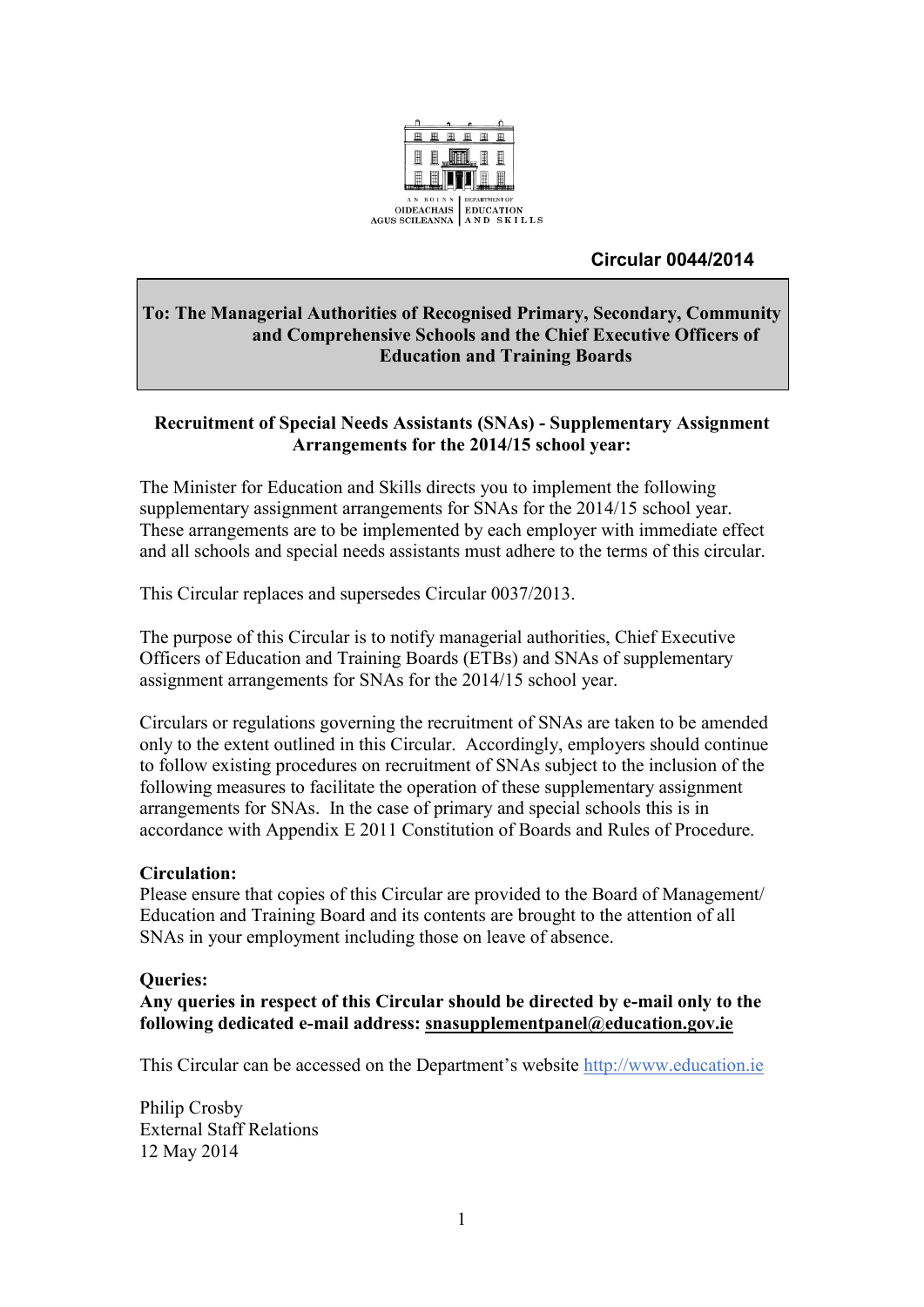AN ROINN OIDEACHAIS AGUS SCILEANNA | DEPARTMENT OF EDUCATION AND SKILLS

**Circular 0044/2014**

**To: The Managerial Authorities of Recognised Primary, Secondary, Community and Comprehensive Schools and the Chief Executive Officers of Education and Training Boards**

**Recruitment of Special Needs Assistants (SNAs) - Supplementary Assignment Arrangements for the 2014/15 school year:**

The Minister for Education and Skills directs you to implement the following supplementary assignment arrangements for SNAs for the 2014/15 school year. These arrangements are to be implemented by each employer with immediate effect and all schools and special needs assistants must adhere to the terms of this circular.

This Circular replaces and supersedes Circular 0037/2013.

The purpose of this Circular is to notify managerial authorities, Chief Executive Officers of Education and Training Boards (ETBs) and SNAs of supplementary assignment arrangements for SNAs for the 2014/15 school year.

Circulars or regulations governing the recruitment of SNAs are taken to be amended only to the extent outlined in this Circular. Accordingly, employers should continue to follow existing procedures on recruitment of SNAs subject to the inclusion of the following measures to facilitate the operation of these supplementary assignment arrangements for SNAs. In the case of primary and special schools this is in accordance with Appendix E 2011 Constitution of Boards and Rules of Procedure.

**Circulation:**
Please ensure that copies of this Circular are provided to the Board of Management/ Education and Training Board and its contents are brought to the attention of all SNAs in your employment including those on leave of absence.

**Queries:**
**Any queries in respect of this Circular should be directed by e-mail only to the following dedicated e-mail address: snasupplementpanel@education.gov.ie**

This Circular can be accessed on the Department's website http://www.education.ie

Philip Crosby
External Staff Relations
12 May 2014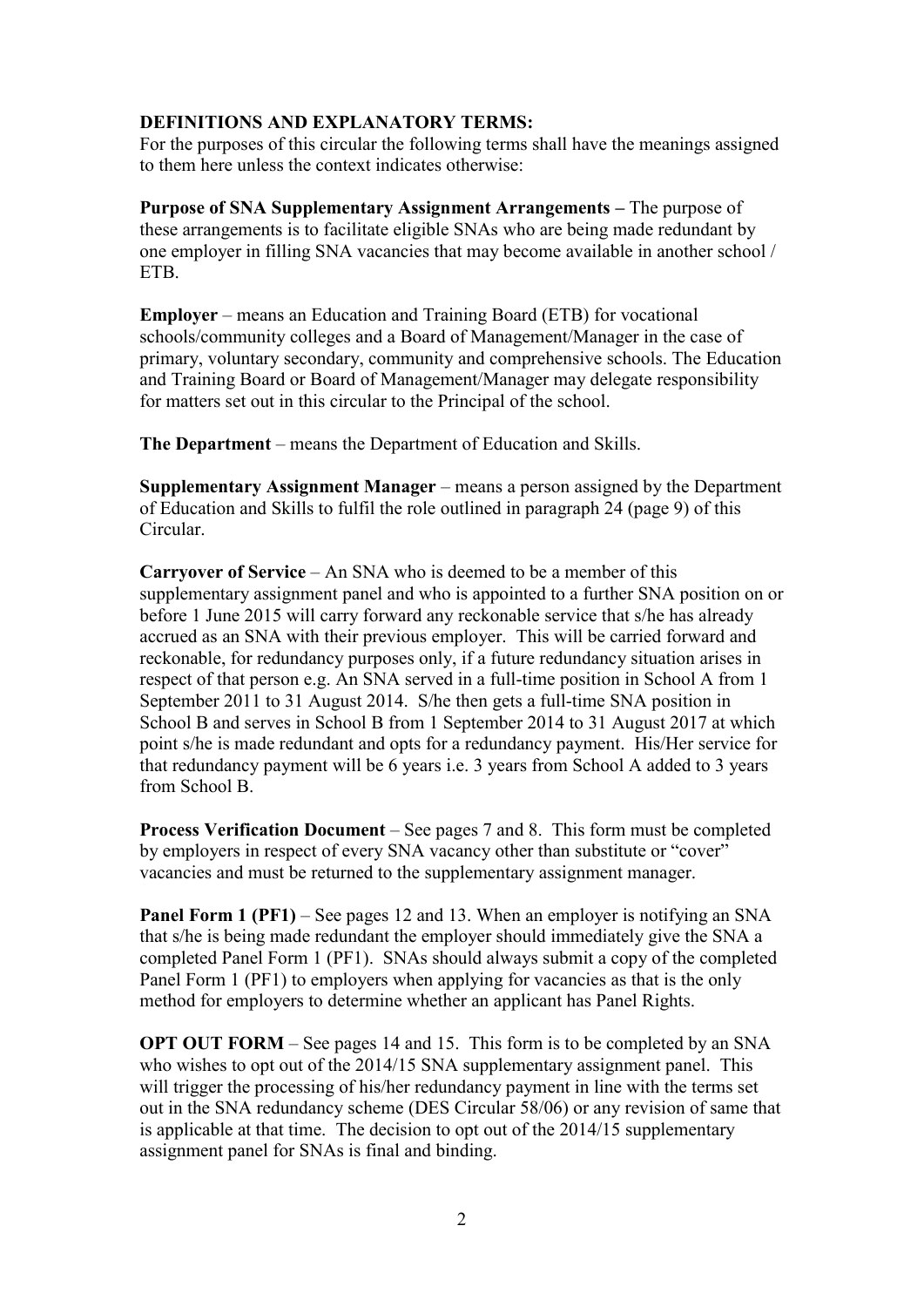**DEFINITIONS AND EXPLANATORY TERMS:**

For the purposes of this circular the following terms shall have the meanings assigned to them here unless the context indicates otherwise:

**Purpose of SNA Supplementary Assignment Arrangements –** The purpose of these arrangements is to facilitate eligible SNAs who are being made redundant by one employer in filling SNA vacancies that may become available in another school / ETB.

**Employer** – means an Education and Training Board (ETB) for vocational schools/community colleges and a Board of Management/Manager in the case of primary, voluntary secondary, community and comprehensive schools. The Education and Training Board or Board of Management/Manager may delegate responsibility for matters set out in this circular to the Principal of the school.

**The Department** – means the Department of Education and Skills.

**Supplementary Assignment Manager** – means a person assigned by the Department of Education and Skills to fulfil the role outlined in paragraph 24 (page 9) of this Circular.

**Carryover of Service** – An SNA who is deemed to be a member of this supplementary assignment panel and who is appointed to a further SNA position on or before 1 June 2015 will carry forward any reckonable service that s/he has already accrued as an SNA with their previous employer. This will be carried forward and reckonable, for redundancy purposes only, if a future redundancy situation arises in respect of that person e.g. An SNA served in a full-time position in School A from 1 September 2011 to 31 August 2014. S/he then gets a full-time SNA position in School B and serves in School B from 1 September 2014 to 31 August 2017 at which point s/he is made redundant and opts for a redundancy payment. His/Her service for that redundancy payment will be 6 years i.e. 3 years from School A added to 3 years from School B.

**Process Verification Document** – See pages 7 and 8. This form must be completed by employers in respect of every SNA vacancy other than substitute or "cover" vacancies and must be returned to the supplementary assignment manager.

**Panel Form 1 (PF1)** – See pages 12 and 13. When an employer is notifying an SNA that s/he is being made redundant the employer should immediately give the SNA a completed Panel Form 1 (PF1). SNAs should always submit a copy of the completed Panel Form 1 (PF1) to employers when applying for vacancies as that is the only method for employers to determine whether an applicant has Panel Rights.

**OPT OUT FORM** – See pages 14 and 15. This form is to be completed by an SNA who wishes to opt out of the 2014/15 SNA supplementary assignment panel. This will trigger the processing of his/her redundancy payment in line with the terms set out in the SNA redundancy scheme (DES Circular 58/06) or any revision of same that is applicable at that time. The decision to opt out of the 2014/15 supplementary assignment panel for SNAs is final and binding.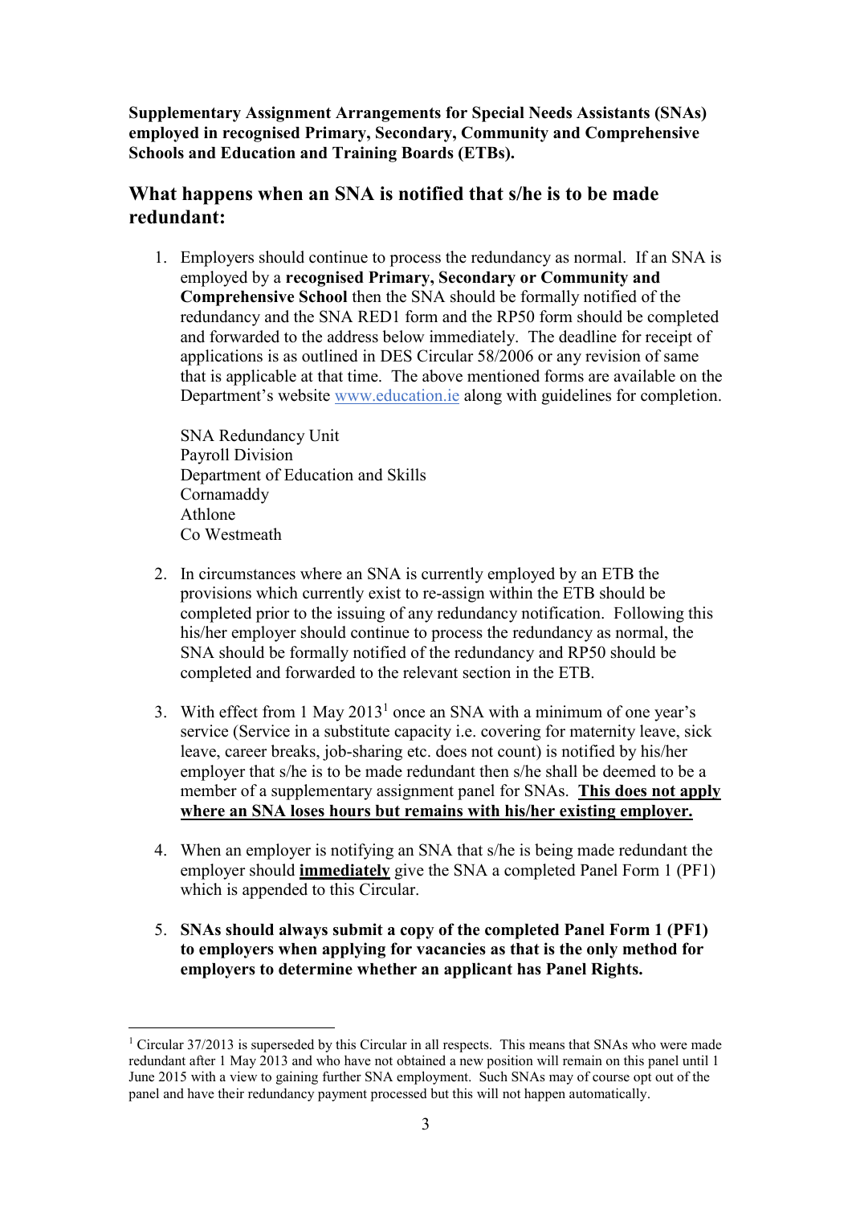**Supplementary Assignment Arrangements for Special Needs Assistants (SNAs) employed in recognised Primary, Secondary, Community and Comprehensive Schools and Education and Training Boards (ETBs).**

## What happens when an SNA is notified that s/he is to be made redundant:

1. Employers should continue to process the redundancy as normal. If an SNA is employed by a **recognised Primary, Secondary or Community and Comprehensive School** then the SNA should be formally notified of the redundancy and the SNA RED1 form and the RP50 form should be completed and forwarded to the address below immediately. The deadline for receipt of applications is as outlined in DES Circular 58/2006 or any revision of same that is applicable at that time. The above mentioned forms are available on the Department's website www.education.ie along with guidelines for completion.

   SNA Redundancy Unit
   Payroll Division
   Department of Education and Skills
   Cornamaddy
   Athlone
   Co Westmeath

2. In circumstances where an SNA is currently employed by an ETB the provisions which currently exist to re-assign within the ETB should be completed prior to the issuing of any redundancy notification. Following this his/her employer should continue to process the redundancy as normal, the SNA should be formally notified of the redundancy and RP50 should be completed and forwarded to the relevant section in the ETB.

3. With effect from 1 May 2013[1] once an SNA with a minimum of one year's service (Service in a substitute capacity i.e. covering for maternity leave, sick leave, career breaks, job-sharing etc. does not count) is notified by his/her employer that s/he is to be made redundant then s/he shall be deemed to be a member of a supplementary assignment panel for SNAs. **<u>This does not apply where an SNA loses hours but remains with his/her existing employer.</u>**

4. When an employer is notifying an SNA that s/he is being made redundant the employer should **<u>immediately</u>** give the SNA a completed Panel Form 1 (PF1) which is appended to this Circular.

5. **SNAs should always submit a copy of the completed Panel Form 1 (PF1) to employers when applying for vacancies as that is the only method for employers to determine whether an applicant has Panel Rights.**

---

[1] Circular 37/2013 is superseded by this Circular in all respects. This means that SNAs who were made redundant after 1 May 2013 and who have not obtained a new position will remain on this panel until 1 June 2015 with a view to gaining further SNA employment. Such SNAs may of course opt out of the panel and have their redundancy payment processed but this will not happen automatically.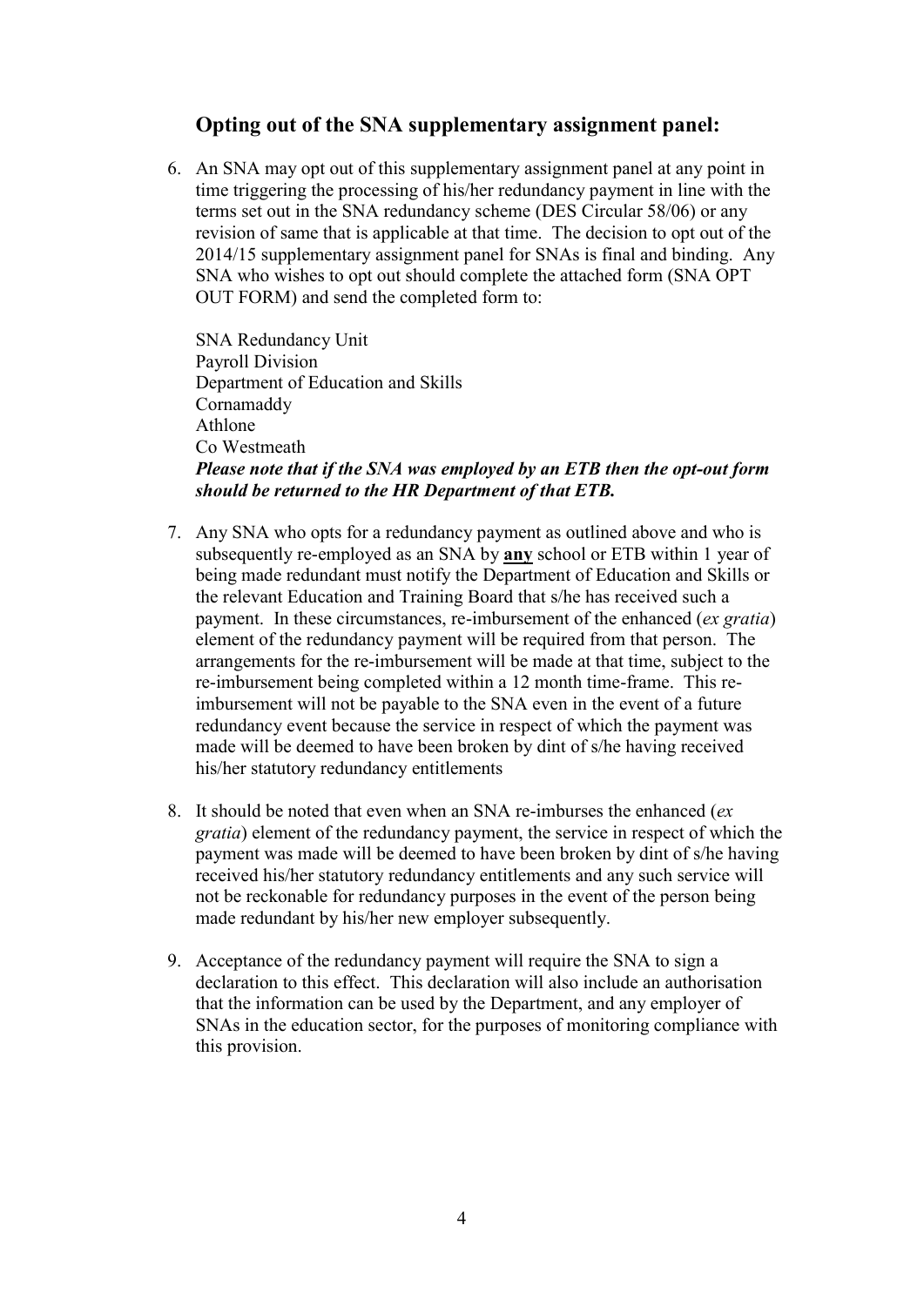## Opting out of the SNA supplementary assignment panel:

6. An SNA may opt out of this supplementary assignment panel at any point in time triggering the processing of his/her redundancy payment in line with the terms set out in the SNA redundancy scheme (DES Circular 58/06) or any revision of same that is applicable at that time. The decision to opt out of the 2014/15 supplementary assignment panel for SNAs is final and binding. Any SNA who wishes to opt out should complete the attached form (SNA OPT OUT FORM) and send the completed form to:

   SNA Redundancy Unit
   Payroll Division
   Department of Education and Skills
   Cornamaddy
   Athlone
   Co Westmeath
   ***Please note that if the SNA was employed by an ETB then the opt-out form should be returned to the HR Department of that ETB.***

7. Any SNA who opts for a redundancy payment as outlined above and who is subsequently re-employed as an SNA by **any** school or ETB within 1 year of being made redundant must notify the Department of Education and Skills or the relevant Education and Training Board that s/he has received such a payment. In these circumstances, re-imbursement of the enhanced (*ex gratia*) element of the redundancy payment will be required from that person. The arrangements for the re-imbursement will be made at that time, subject to the re-imbursement being completed within a 12 month time-frame. This re-imbursement will not be payable to the SNA even in the event of a future redundancy event because the service in respect of which the payment was made will be deemed to have been broken by dint of s/he having received his/her statutory redundancy entitlements

8. It should be noted that even when an SNA re-imburses the enhanced (*ex gratia*) element of the redundancy payment, the service in respect of which the payment was made will be deemed to have been broken by dint of s/he having received his/her statutory redundancy entitlements and any such service will not be reckonable for redundancy purposes in the event of the person being made redundant by his/her new employer subsequently.

9. Acceptance of the redundancy payment will require the SNA to sign a declaration to this effect. This declaration will also include an authorisation that the information can be used by the Department, and any employer of SNAs in the education sector, for the purposes of monitoring compliance with this provision.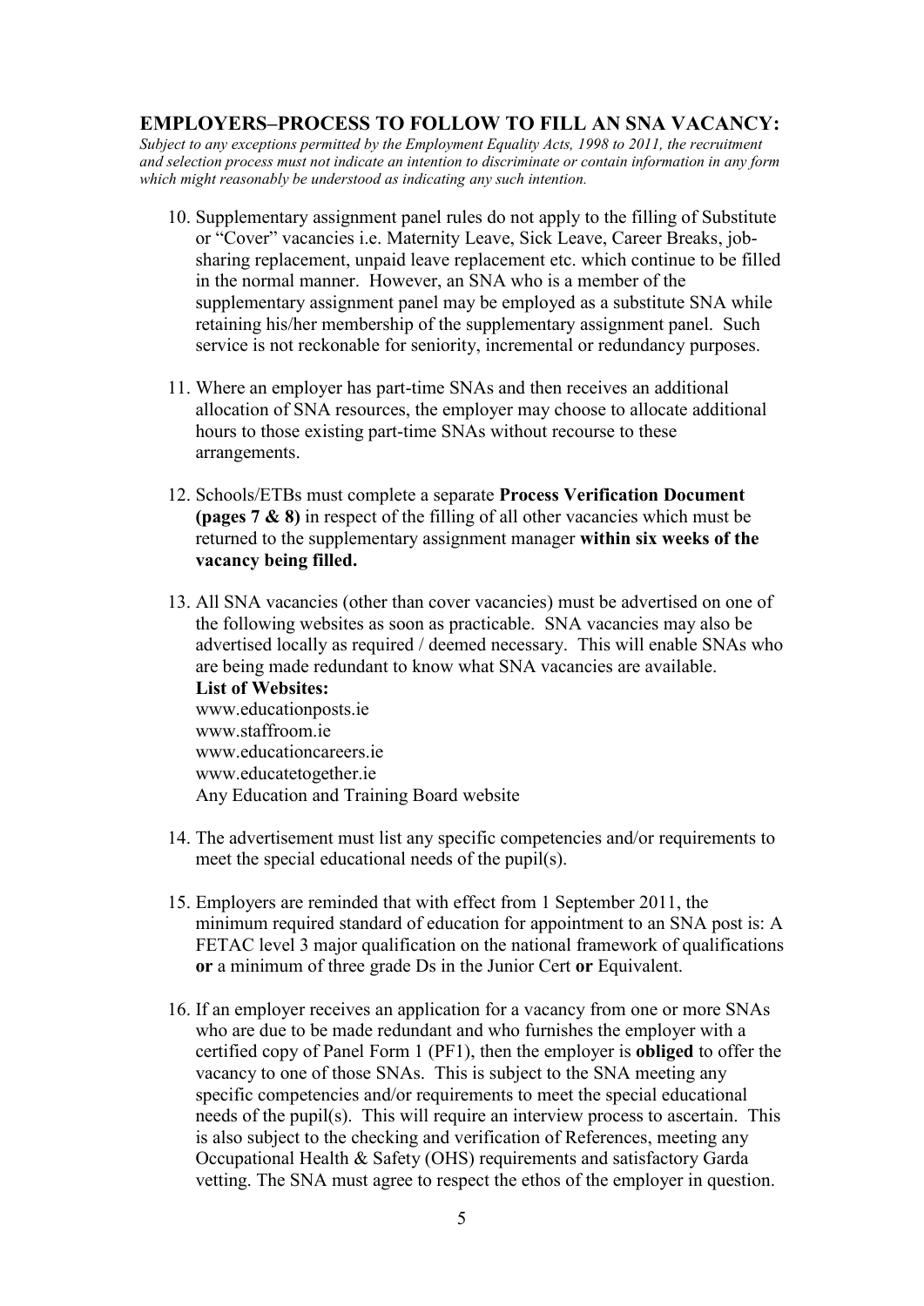## EMPLOYERS–PROCESS TO FOLLOW TO FILL AN SNA VACANCY:

*Subject to any exceptions permitted by the Employment Equality Acts, 1998 to 2011, the recruitment and selection process must not indicate an intention to discriminate or contain information in any form which might reasonably be understood as indicating any such intention.*

10. Supplementary assignment panel rules do not apply to the filling of Substitute or "Cover" vacancies i.e. Maternity Leave, Sick Leave, Career Breaks, job-sharing replacement, unpaid leave replacement etc. which continue to be filled in the normal manner. However, an SNA who is a member of the supplementary assignment panel may be employed as a substitute SNA while retaining his/her membership of the supplementary assignment panel. Such service is not reckonable for seniority, incremental or redundancy purposes.

11. Where an employer has part-time SNAs and then receives an additional allocation of SNA resources, the employer may choose to allocate additional hours to those existing part-time SNAs without recourse to these arrangements.

12. Schools/ETBs must complete a separate **Process Verification Document (pages 7 & 8)** in respect of the filling of all other vacancies which must be returned to the supplementary assignment manager **within six weeks of the vacancy being filled.**

13. All SNA vacancies (other than cover vacancies) must be advertised on one of the following websites as soon as practicable. SNA vacancies may also be advertised locally as required / deemed necessary. This will enable SNAs who are being made redundant to know what SNA vacancies are available.
    **List of Websites:**
    www.educationposts.ie
    www.staffroom.ie
    www.educationcareers.ie
    www.educatetogether.ie
    Any Education and Training Board website

14. The advertisement must list any specific competencies and/or requirements to meet the special educational needs of the pupil(s).

15. Employers are reminded that with effect from 1 September 2011, the minimum required standard of education for appointment to an SNA post is: A FETAC level 3 major qualification on the national framework of qualifications **or** a minimum of three grade Ds in the Junior Cert **or** Equivalent.

16. If an employer receives an application for a vacancy from one or more SNAs who are due to be made redundant and who furnishes the employer with a certified copy of Panel Form 1 (PF1), then the employer is **obliged** to offer the vacancy to one of those SNAs. This is subject to the SNA meeting any specific competencies and/or requirements to meet the special educational needs of the pupil(s). This will require an interview process to ascertain. This is also subject to the checking and verification of References, meeting any Occupational Health & Safety (OHS) requirements and satisfactory Garda vetting. The SNA must agree to respect the ethos of the employer in question.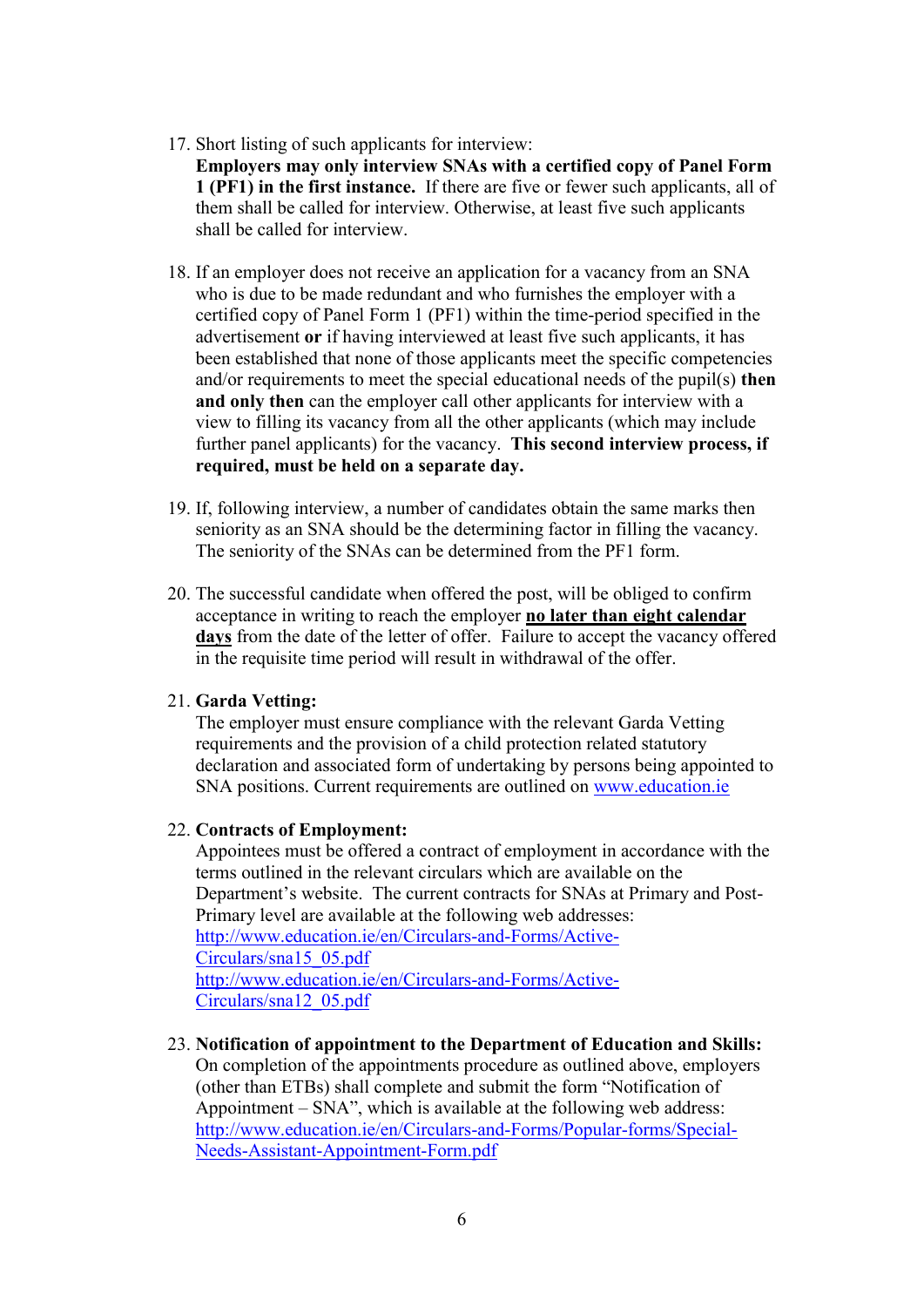17. Short listing of such applicants for interview:
    **Employers may only interview SNAs with a certified copy of Panel Form 1 (PF1) in the first instance.** If there are five or fewer such applicants, all of them shall be called for interview. Otherwise, at least five such applicants shall be called for interview.

18. If an employer does not receive an application for a vacancy from an SNA who is due to be made redundant and who furnishes the employer with a certified copy of Panel Form 1 (PF1) within the time-period specified in the advertisement **or** if having interviewed at least five such applicants, it has been established that none of those applicants meet the specific competencies and/or requirements to meet the special educational needs of the pupil(s) **then and only then** can the employer call other applicants for interview with a view to filling its vacancy from all the other applicants (which may include further panel applicants) for the vacancy. **This second interview process, if required, must be held on a separate day.**

19. If, following interview, a number of candidates obtain the same marks then seniority as an SNA should be the determining factor in filling the vacancy. The seniority of the SNAs can be determined from the PF1 form.

20. The successful candidate when offered the post, will be obliged to confirm acceptance in writing to reach the employer **<u>no later than eight calendar days</u>** from the date of the letter of offer. Failure to accept the vacancy offered in the requisite time period will result in withdrawal of the offer.

21. **Garda Vetting:**
    The employer must ensure compliance with the relevant Garda Vetting requirements and the provision of a child protection related statutory declaration and associated form of undertaking by persons being appointed to SNA positions. Current requirements are outlined on www.education.ie

22. **Contracts of Employment:**
    Appointees must be offered a contract of employment in accordance with the terms outlined in the relevant circulars which are available on the Department's website. The current contracts for SNAs at Primary and Post-Primary level are available at the following web addresses:
    http://www.education.ie/en/Circulars-and-Forms/Active-Circulars/sna15_05.pdf
    http://www.education.ie/en/Circulars-and-Forms/Active-Circulars/sna12_05.pdf

23. **Notification of appointment to the Department of Education and Skills:**
    On completion of the appointments procedure as outlined above, employers (other than ETBs) shall complete and submit the form "Notification of Appointment – SNA", which is available at the following web address:
    http://www.education.ie/en/Circulars-and-Forms/Popular-forms/Special-Needs-Assistant-Appointment-Form.pdf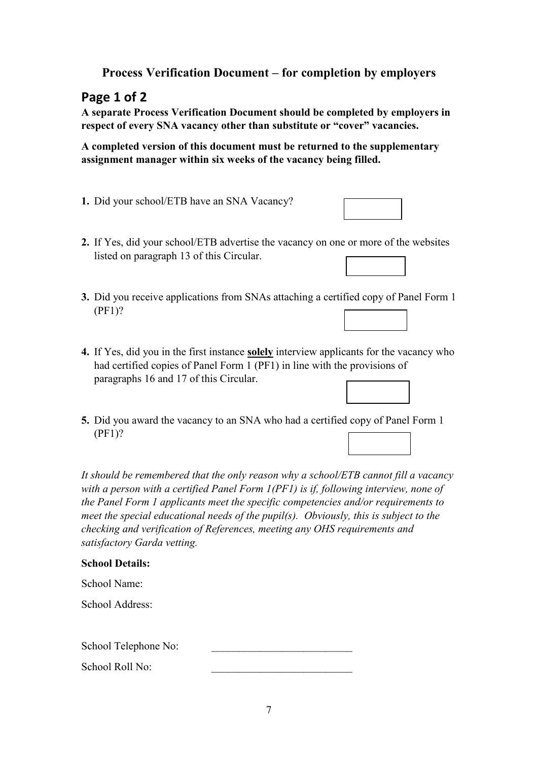## Process Verification Document – for completion by employers

## Page 1 of 2

**A separate Process Verification Document should be completed by employers in respect of every SNA vacancy other than substitute or "cover" vacancies.**

**A completed version of this document must be returned to the supplementary assignment manager within six weeks of the vacancy being filled.**

1. Did your school/ETB have an SNA Vacancy? ☐

2. If Yes, did your school/ETB advertise the vacancy on one or more of the websites listed on paragraph 13 of this Circular. ☐

3. Did you receive applications from SNAs attaching a certified copy of Panel Form 1 (PF1)? ☐

4. If Yes, did you in the first instance **solely** interview applicants for the vacancy who had certified copies of Panel Form 1 (PF1) in line with the provisions of paragraphs 16 and 17 of this Circular. ☐

5. Did you award the vacancy to an SNA who had a certified copy of Panel Form 1 (PF1)? ☐

*It should be remembered that the only reason why a school/ETB cannot fill a vacancy with a person with a certified Panel Form 1(PF1) is if, following interview, none of the Panel Form 1 applicants meet the specific competencies and/or requirements to meet the special educational needs of the pupil(s). Obviously, this is subject to the checking and verification of References, meeting any OHS requirements and satisfactory Garda vetting.*

**School Details:**

School Name:

School Address:

School Telephone No: __________________________

School Roll No: __________________________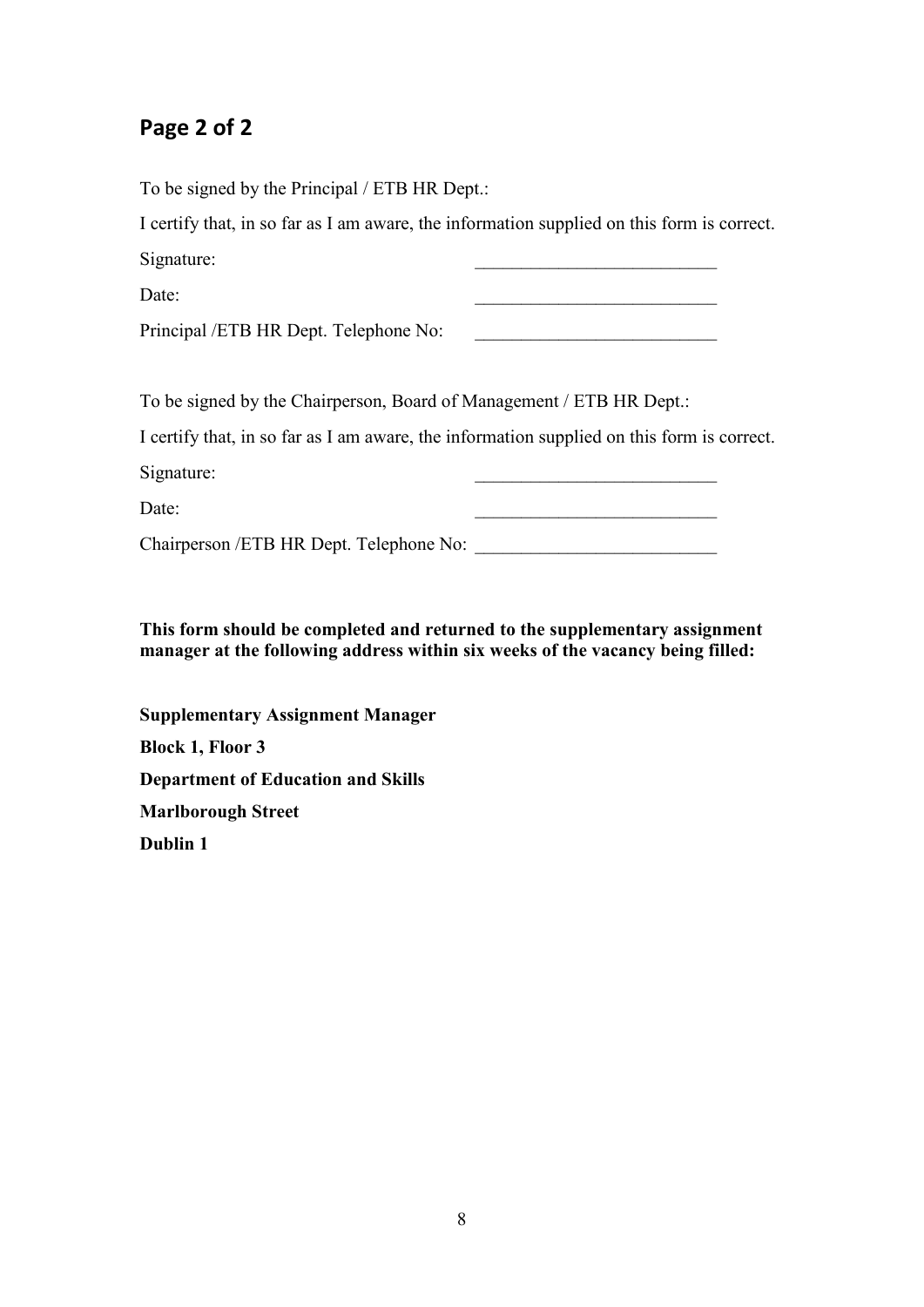## Page 2 of 2

To be signed by the Principal / ETB HR Dept.:

I certify that, in so far as I am aware, the information supplied on this form is correct.

Signature: __________________________

Date: __________________________

Principal /ETB HR Dept. Telephone No: __________________________

To be signed by the Chairperson, Board of Management / ETB HR Dept.:

I certify that, in so far as I am aware, the information supplied on this form is correct.

Signature: __________________________

Date: __________________________

Chairperson /ETB HR Dept. Telephone No: __________________________

**This form should be completed and returned to the supplementary assignment manager at the following address within six weeks of the vacancy being filled:**

**Supplementary Assignment Manager**

**Block 1, Floor 3**

**Department of Education and Skills**

**Marlborough Street**

**Dublin 1**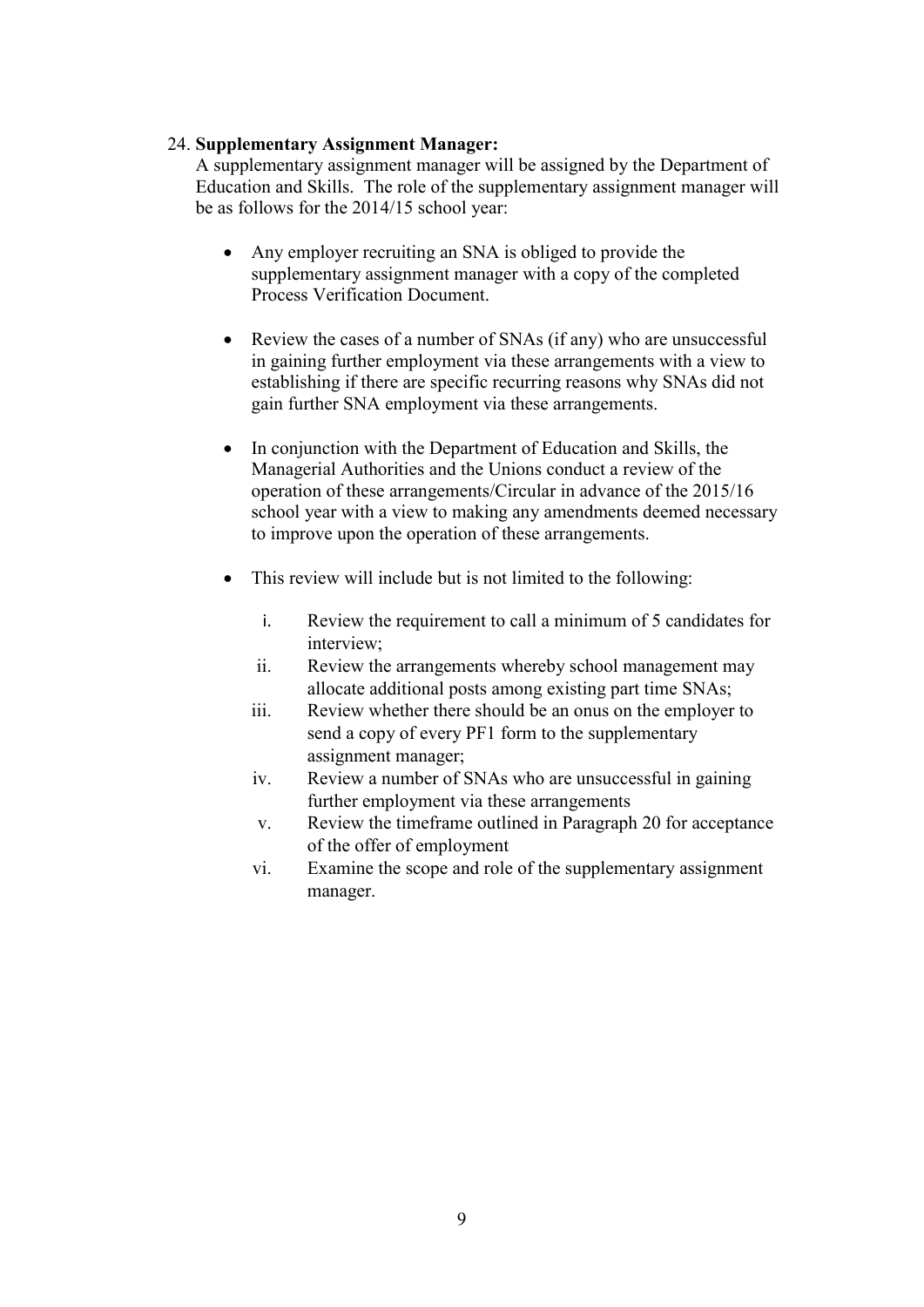24. **Supplementary Assignment Manager:**
A supplementary assignment manager will be assigned by the Department of Education and Skills. The role of the supplementary assignment manager will be as follows for the 2014/15 school year:

- Any employer recruiting an SNA is obliged to provide the supplementary assignment manager with a copy of the completed Process Verification Document.

- Review the cases of a number of SNAs (if any) who are unsuccessful in gaining further employment via these arrangements with a view to establishing if there are specific recurring reasons why SNAs did not gain further SNA employment via these arrangements.

- In conjunction with the Department of Education and Skills, the Managerial Authorities and the Unions conduct a review of the operation of these arrangements/Circular in advance of the 2015/16 school year with a view to making any amendments deemed necessary to improve upon the operation of these arrangements.

- This review will include but is not limited to the following:

    i. Review the requirement to call a minimum of 5 candidates for interview;
    ii. Review the arrangements whereby school management may allocate additional posts among existing part time SNAs;
    iii. Review whether there should be an onus on the employer to send a copy of every PF1 form to the supplementary assignment manager;
    iv. Review a number of SNAs who are unsuccessful in gaining further employment via these arrangements
    v. Review the timeframe outlined in Paragraph 20 for acceptance of the offer of employment
    vi. Examine the scope and role of the supplementary assignment manager.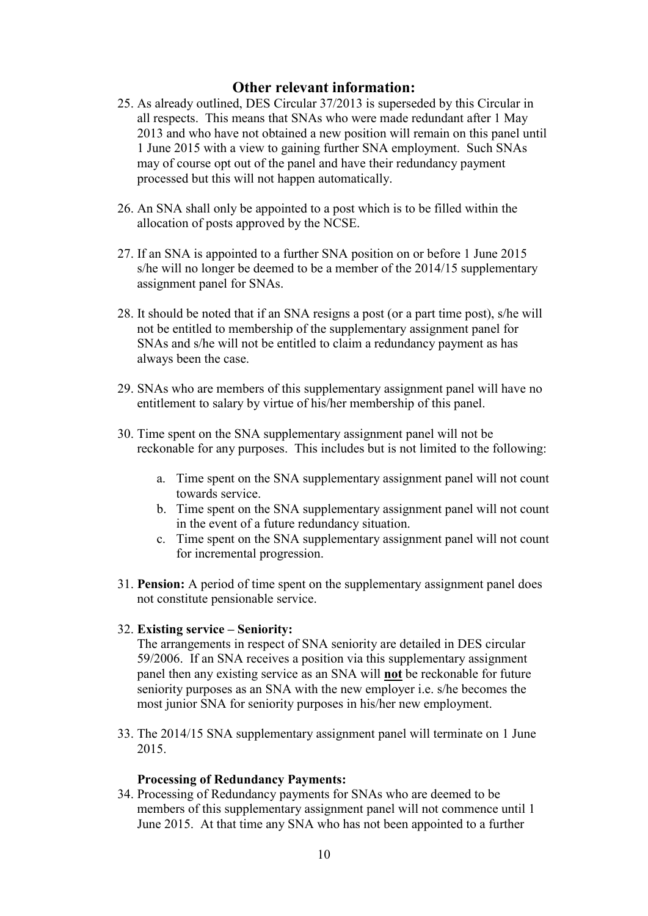## Other relevant information:

25. As already outlined, DES Circular 37/2013 is superseded by this Circular in all respects. This means that SNAs who were made redundant after 1 May 2013 and who have not obtained a new position will remain on this panel until 1 June 2015 with a view to gaining further SNA employment. Such SNAs may of course opt out of the panel and have their redundancy payment processed but this will not happen automatically.

26. An SNA shall only be appointed to a post which is to be filled within the allocation of posts approved by the NCSE.

27. If an SNA is appointed to a further SNA position on or before 1 June 2015 s/he will no longer be deemed to be a member of the 2014/15 supplementary assignment panel for SNAs.

28. It should be noted that if an SNA resigns a post (or a part time post), s/he will not be entitled to membership of the supplementary assignment panel for SNAs and s/he will not be entitled to claim a redundancy payment as has always been the case.

29. SNAs who are members of this supplementary assignment panel will have no entitlement to salary by virtue of his/her membership of this panel.

30. Time spent on the SNA supplementary assignment panel will not be reckonable for any purposes. This includes but is not limited to the following:

    a. Time spent on the SNA supplementary assignment panel will not count towards service.
    b. Time spent on the SNA supplementary assignment panel will not count in the event of a future redundancy situation.
    c. Time spent on the SNA supplementary assignment panel will not count for incremental progression.

31. **Pension:** A period of time spent on the supplementary assignment panel does not constitute pensionable service.

32. **Existing service – Seniority:**
    The arrangements in respect of SNA seniority are detailed in DES circular 59/2006. If an SNA receives a position via this supplementary assignment panel then any existing service as an SNA will **not** be reckonable for future seniority purposes as an SNA with the new employer i.e. s/he becomes the most junior SNA for seniority purposes in his/her new employment.

33. The 2014/15 SNA supplementary assignment panel will terminate on 1 June 2015.

**Processing of Redundancy Payments:**

34. Processing of Redundancy payments for SNAs who are deemed to be members of this supplementary assignment panel will not commence until 1 June 2015. At that time any SNA who has not been appointed to a further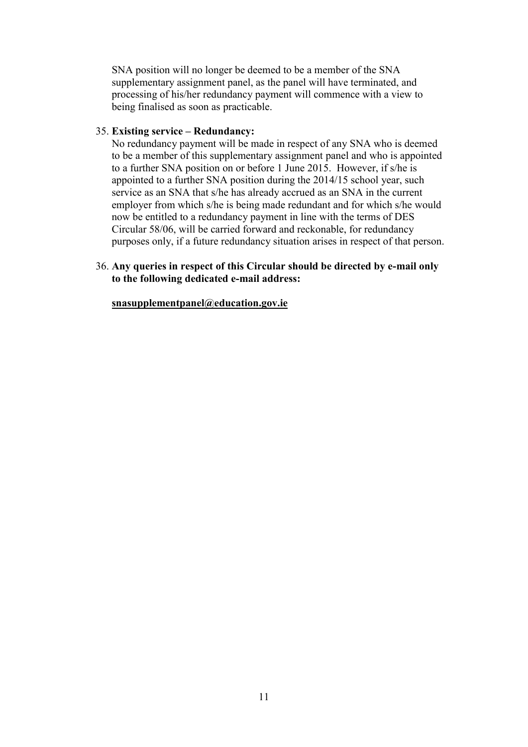SNA position will no longer be deemed to be a member of the SNA supplementary assignment panel, as the panel will have terminated, and processing of his/her redundancy payment will commence with a view to being finalised as soon as practicable.

35. **Existing service – Redundancy:**
   No redundancy payment will be made in respect of any SNA who is deemed to be a member of this supplementary assignment panel and who is appointed to a further SNA position on or before 1 June 2015. However, if s/he is appointed to a further SNA position during the 2014/15 school year, such service as an SNA that s/he has already accrued as an SNA in the current employer from which s/he is being made redundant and for which s/he would now be entitled to a redundancy payment in line with the terms of DES Circular 58/06, will be carried forward and reckonable, for redundancy purposes only, if a future redundancy situation arises in respect of that person.

36. **Any queries in respect of this Circular should be directed by e-mail only to the following dedicated e-mail address:**

   **snasupplementpanel@education.gov.ie**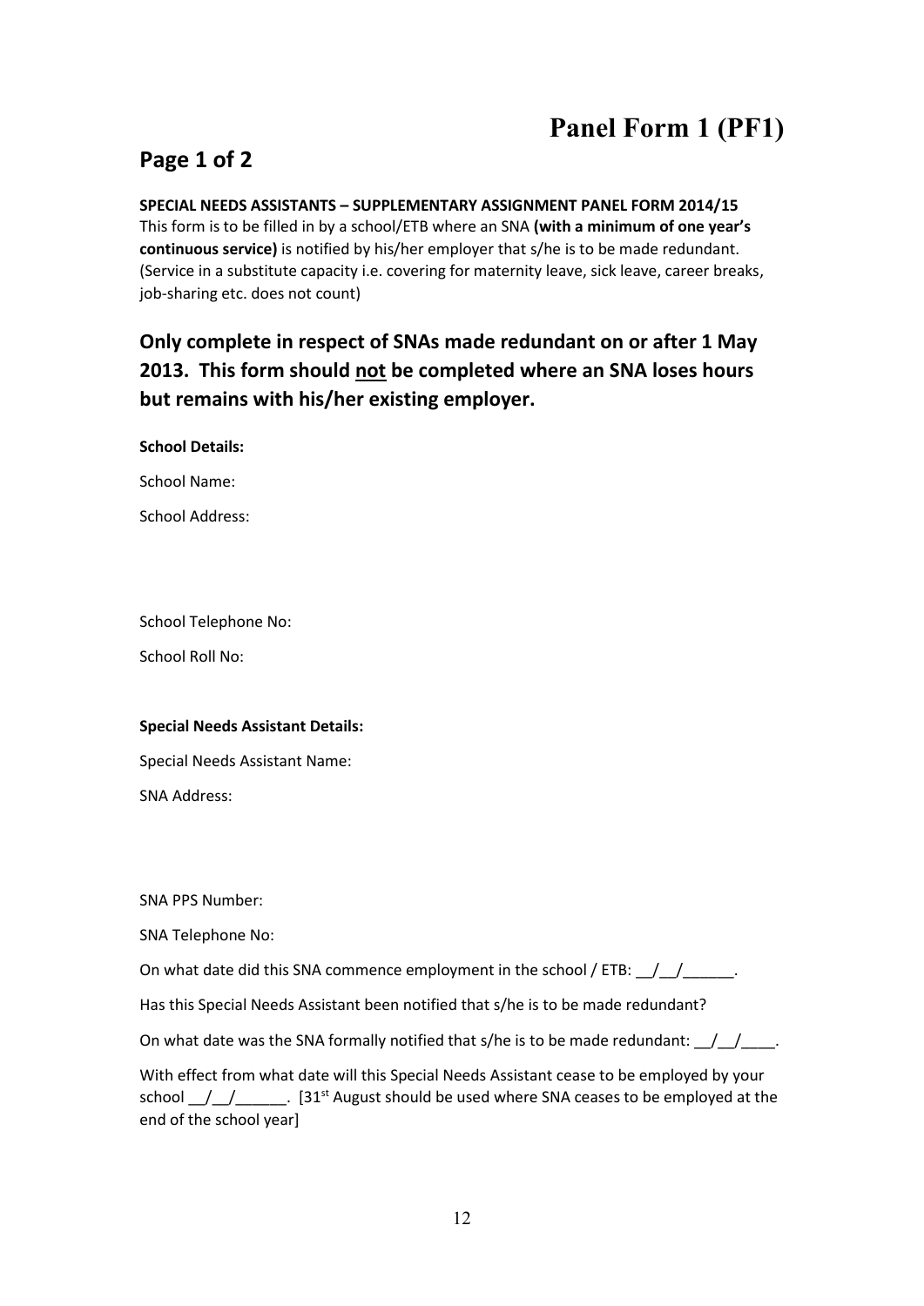# Panel Form 1 (PF1)

## Page 1 of 2

**SPECIAL NEEDS ASSISTANTS – SUPPLEMENTARY ASSIGNMENT PANEL FORM 2014/15**

This form is to be filled in by a school/ETB where an SNA **(with a minimum of one year's continuous service)** is notified by his/her employer that s/he is to be made redundant. (Service in a substitute capacity i.e. covering for maternity leave, sick leave, career breaks, job-sharing etc. does not count)

### Only complete in respect of SNAs made redundant on or after 1 May 2013. This form should <u>not</u> be completed where an SNA loses hours but remains with his/her existing employer.

**School Details:**

School Name:

School Address:

School Telephone No:

School Roll No:

**Special Needs Assistant Details:**

Special Needs Assistant Name:

SNA Address:

SNA PPS Number:

SNA Telephone No:

On what date did this SNA commence employment in the school / ETB: __/__/______.

Has this Special Needs Assistant been notified that s/he is to be made redundant?

On what date was the SNA formally notified that s/he is to be made redundant: __/__/____.

With effect from what date will this Special Needs Assistant cease to be employed by your school __/__/______. [31st August should be used where SNA ceases to be employed at the end of the school year]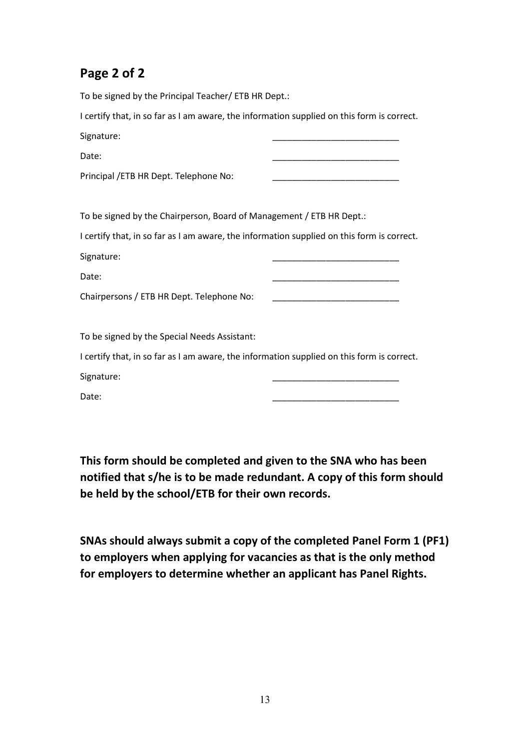## Page 2 of 2

To be signed by the Principal Teacher/ ETB HR Dept.:

I certify that, in so far as I am aware, the information supplied on this form is correct.

Signature: __________________________

Date: __________________________

Principal /ETB HR Dept. Telephone No: __________________________

To be signed by the Chairperson, Board of Management / ETB HR Dept.:

I certify that, in so far as I am aware, the information supplied on this form is correct.

Signature: __________________________

Date: __________________________

Chairpersons / ETB HR Dept. Telephone No: __________________________

To be signed by the Special Needs Assistant:

I certify that, in so far as I am aware, the information supplied on this form is correct.

Signature: __________________________

Date: __________________________

**This form should be completed and given to the SNA who has been notified that s/he is to be made redundant. A copy of this form should be held by the school/ETB for their own records.**

**SNAs should always submit a copy of the completed Panel Form 1 (PF1) to employers when applying for vacancies as that is the only method for employers to determine whether an applicant has Panel Rights.**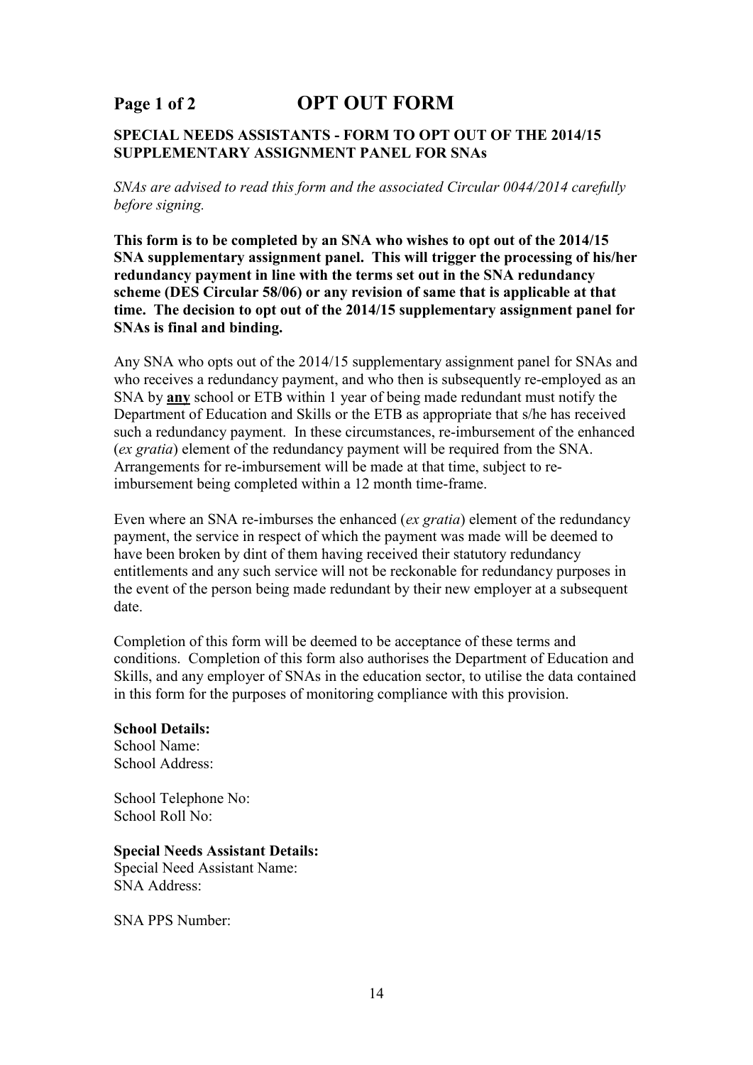# Page 1 of 2 OPT OUT FORM

**SPECIAL NEEDS ASSISTANTS - FORM TO OPT OUT OF THE 2014/15 SUPPLEMENTARY ASSIGNMENT PANEL FOR SNAs**

*SNAs are advised to read this form and the associated Circular 0044/2014 carefully before signing.*

**This form is to be completed by an SNA who wishes to opt out of the 2014/15 SNA supplementary assignment panel. This will trigger the processing of his/her redundancy payment in line with the terms set out in the SNA redundancy scheme (DES Circular 58/06) or any revision of same that is applicable at that time. The decision to opt out of the 2014/15 supplementary assignment panel for SNAs is final and binding.**

Any SNA who opts out of the 2014/15 supplementary assignment panel for SNAs and who receives a redundancy payment, and who then is subsequently re-employed as an SNA by **any** school or ETB within 1 year of being made redundant must notify the Department of Education and Skills or the ETB as appropriate that s/he has received such a redundancy payment. In these circumstances, re-imbursement of the enhanced (*ex gratia*) element of the redundancy payment will be required from the SNA. Arrangements for re-imbursement will be made at that time, subject to re-imbursement being completed within a 12 month time-frame.

Even where an SNA re-imburses the enhanced (*ex gratia*) element of the redundancy payment, the service in respect of which the payment was made will be deemed to have been broken by dint of them having received their statutory redundancy entitlements and any such service will not be reckonable for redundancy purposes in the event of the person being made redundant by their new employer at a subsequent date.

Completion of this form will be deemed to be acceptance of these terms and conditions. Completion of this form also authorises the Department of Education and Skills, and any employer of SNAs in the education sector, to utilise the data contained in this form for the purposes of monitoring compliance with this provision.

**School Details:**
School Name:
School Address:

School Telephone No:
School Roll No:

**Special Needs Assistant Details:**
Special Need Assistant Name:
SNA Address:

SNA PPS Number: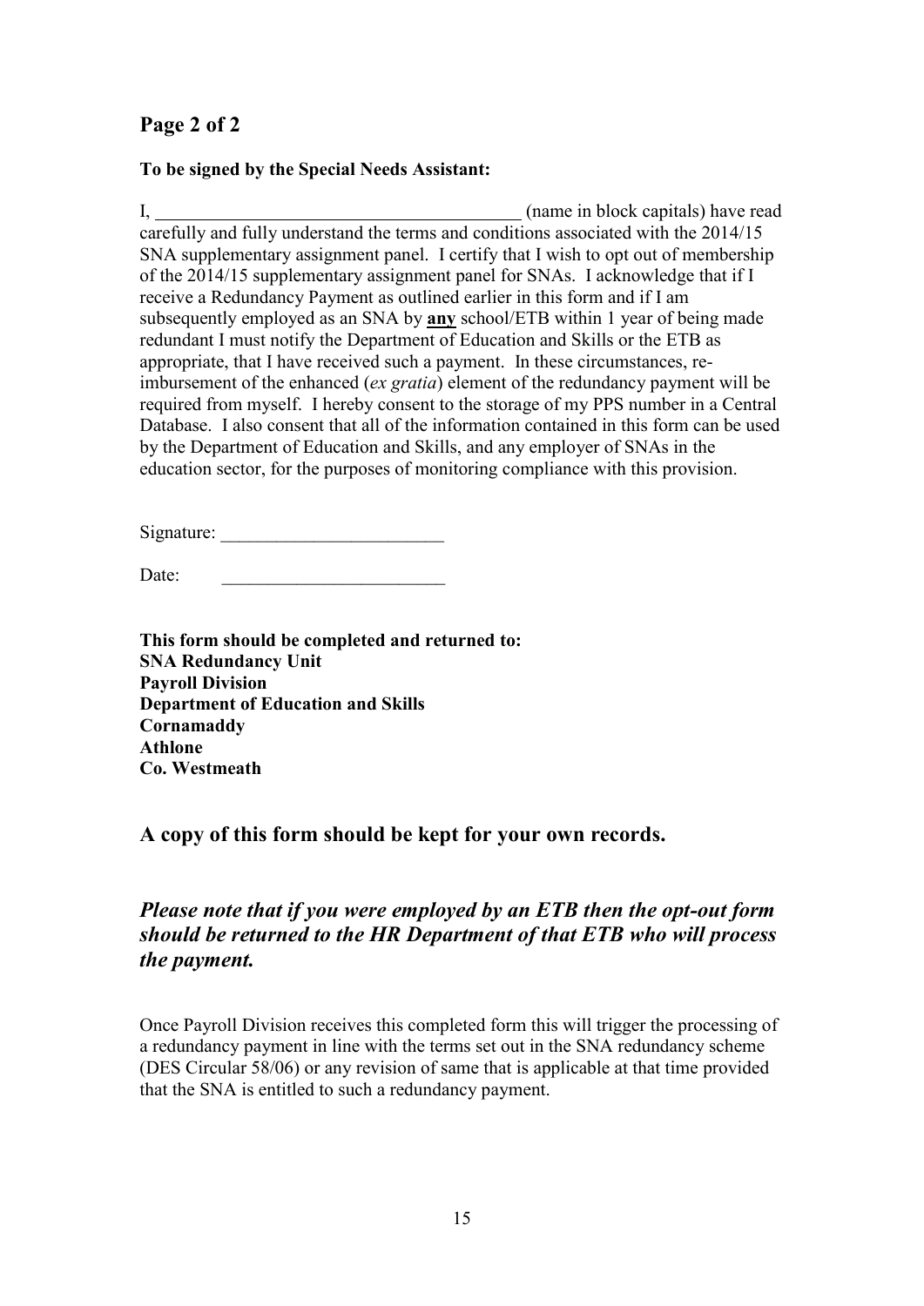## Page 2 of 2

**To be signed by the Special Needs Assistant:**

I, ________________________________________ (name in block capitals) have read carefully and fully understand the terms and conditions associated with the 2014/15 SNA supplementary assignment panel. I certify that I wish to opt out of membership of the 2014/15 supplementary assignment panel for SNAs. I acknowledge that if I receive a Redundancy Payment as outlined earlier in this form and if I am subsequently employed as an SNA by **any** school/ETB within 1 year of being made redundant I must notify the Department of Education and Skills or the ETB as appropriate, that I have received such a payment. In these circumstances, re-imbursement of the enhanced (*ex gratia*) element of the redundancy payment will be required from myself. I hereby consent to the storage of my PPS number in a Central Database. I also consent that all of the information contained in this form can be used by the Department of Education and Skills, and any employer of SNAs in the education sector, for the purposes of monitoring compliance with this provision.

Signature: ________________________

Date: ________________________

**This form should be completed and returned to:**
**SNA Redundancy Unit**
**Payroll Division**
**Department of Education and Skills**
**Cornamaddy**
**Athlone**
**Co. Westmeath**

### A copy of this form should be kept for your own records.

### *Please note that if you were employed by an ETB then the opt-out form should be returned to the HR Department of that ETB who will process the payment.*

Once Payroll Division receives this completed form this will trigger the processing of a redundancy payment in line with the terms set out in the SNA redundancy scheme (DES Circular 58/06) or any revision of same that is applicable at that time provided that the SNA is entitled to such a redundancy payment.